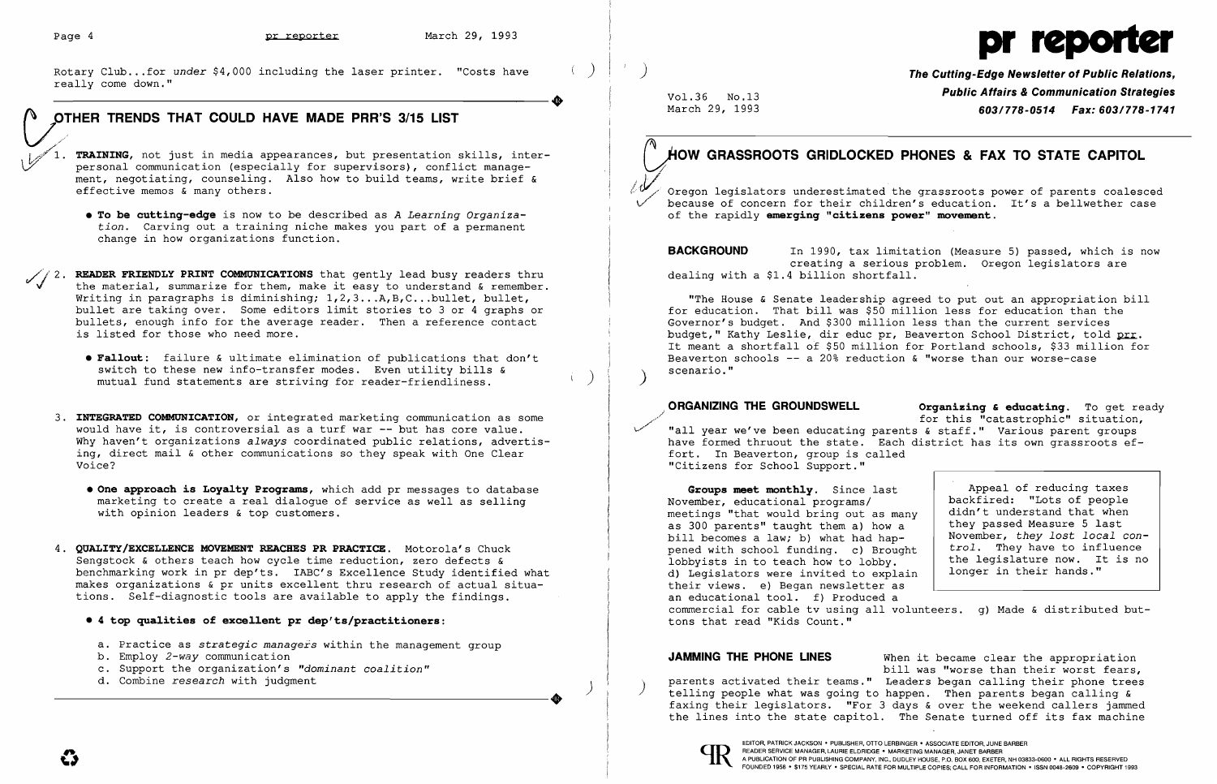Rotary Club...for *under* $4,000 including the laser printer. "Costs have really come down."

## OTHER TRENDS THAT COULD HAVE MADE PRR'S 3/15 LIST

1. **TRAINING**, not just in media appearances, but presentation skills, interpersonal communication (especially for supervisors), conflict management, negotiating, counseling. Also how to build teams, write brief & effective memos & many others.

   - **To be cutting-edge** is now to be described as *A Learning Organization*. Carving out a training niche makes you part of a permanent change in how organizations function.

2. **READER FRIENDLY PRINT COMMUNICATIONS** that gently lead busy readers thru the material, summarize for them, make it easy to understand & remember. Writing in paragraphs is diminishing; 1,2,3...A,B,C...bullet, bullet, bullet are taking over. Some editors limit stories to 3 or 4 graphs or bullets, enough info for the average reader. Then a reference contact is listed for those who need more.

   - **Fallout:** failure & ultimate elimination of publications that don't switch to these new info-transfer modes. Even utility bills & mutual fund statements are striving for reader-friendliness.

3. **INTEGRATED COMMUNICATION**, or integrated marketing communication as some would have it, is controversial as a turf war -- but has core value. Why haven't organizations *always* coordinated public relations, advertising, direct mail & other communications so they speak with One Clear Voice?

   - **One approach is Loyalty Programs**, which add pr messages to database marketing to create a real dialogue of service as well as selling with opinion leaders & top customers.

4. **QUALITY/EXCELLENCE MOVEMENT REACHES PR PRACTICE.** Motorola's Chuck Sengstock & others teach how cycle time reduction, zero defects & benchmarking work in pr dep'ts. IABC's Excellence Study identified what makes organizations & pr units excellent thru research of actual situations. Self-diagnostic tools are available to apply the findings.

   - **4 top qualities of excellent pr dep'ts/practitioners:**

     a. Practice as *strategic managers* within the management group
     b. Employ *2-way* communication
     c. Support the organization's *"dominant coalition"*
     d. Combine *research* with judgment

# pr reporter

**The Cutting-Edge Newsletter of Public Relations, Public Affairs & Communication Strategies**
**603/778-0514 Fax: 603/778-1741**

Vol.36 No.13
March 29, 1993

## HOW GRASSROOTS GRIDLOCKED PHONES & FAX TO STATE CAPITOL

Oregon legislators underestimated the grassroots power of parents coalesced because of concern for their children's education. It's a bellwether case of the rapidly **emerging "citizens power" movement.**

**BACKGROUND** In 1990, tax limitation (Measure 5) passed, which is now creating a serious problem. Oregon legislators are dealing with a $1.4 billion shortfall.

"The House & Senate leadership agreed to put out an appropriation bill for education. That bill was $50 million less for education than the Governor's budget. And $300 million less than the current services budget," Kathy Leslie, dir educ pr, Beaverton School District, told prr. It meant a shortfall of $50 million for Portland schools, $33 million for Beaverton schools -- a 20% reduction & "worse than our worse-case scenario."

**ORGANIZING THE GROUNDSWELL** **Organizing & educating.** To get ready for this "catastrophic" situation, "all year we've been educating parents & staff." Various parent groups have formed thruout the state. Each district has its own grassroots effort. In Beaverton, group is called "Citizens for School Support."

**Groups meet monthly.** Since last November, educational programs/meetings "that would bring out as many as 300 parents" taught them a) how a bill becomes a law; b) what had happened with school funding. c) Brought lobbyists in to teach how to lobby. d) Legislators were invited to explain their views. e) Began newsletter as an educational tool. f) Produced a commercial for cable tv using all volunteers. g) Made & distributed buttons that read "Kids Count."

> Appeal of reducing taxes backfired: "Lots of people didn't understand that when they passed Measure 5 last November, *they lost local control.* They have to influence the legislature now. It is no longer in their hands."

**JAMMING THE PHONE LINES** When it became clear the appropriation bill was "worse than their worst fears, parents activated their teams." Leaders began calling their phone trees telling people what was going to happen. Then parents began calling & faxing their legislators. "For 3 days & over the weekend callers jammed the lines into the state capitol. The Senate turned off its fax machine

EDITOR, PATRICK JACKSON • PUBLISHER, OTTO LERBINGER • ASSOCIATE EDITOR, JUNE BARBER
READER SERVICE MANAGER, LAURIE ELDRIDGE • MARKETING MANAGER, JANET BARBER
A PUBLICATION OF PR PUBLISHING COMPANY, INC., DUDLEY HOUSE, P.O. BOX 600, EXETER, NH 03833-0600 • ALL RIGHTS RESERVED
FOUNDED 1958 • $175 YEARLY • SPECIAL RATE FOR MULTIPLE COPIES; CALL FOR INFORMATION • ISSN 0048-2609 • COPYRIGHT 1993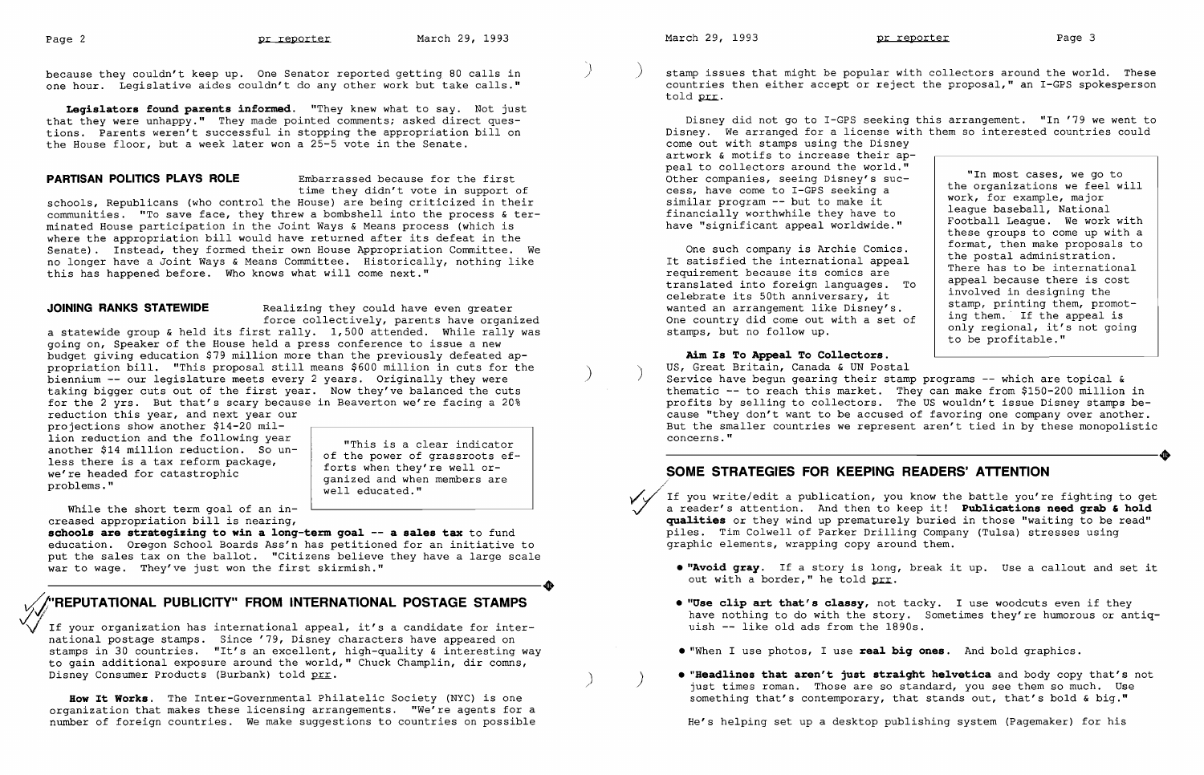because they couldn't keep up. One Senator reported getting 80 calls in one hour. Legislative aides couldn't do any other work but take calls."

**Legislators found parents informed.** "They knew what to say. Not just that they were unhappy." They made pointed comments; asked direct questions. Parents weren't successful in stopping the appropriation bill on the House floor, but a week later won a 25-5 vote in the Senate.

**PARTISAN POLITICS PLAYS ROLE** Embarrassed because for the first time they didn't vote in support of schools, Republicans (who control the House) are being criticized in their communities. "To save face, they threw a bombshell into the process & terminated House participation in the Joint Ways & Means process (which is where the appropriation bill would have returned after its defeat in the Senate). Instead, they formed their own House Appropriation Committee. We no longer have a Joint Ways & Means Committee. Historically, nothing like this has happened before. Who knows what will come next."

**JOINING RANKS STATEWIDE** Realizing they could have even greater force collectively, parents have organized a statewide group & held its first rally. 1,500 attended. While rally was going on, Speaker of the House held a press conference to issue a new budget giving education $79 million more than the previously defeated appropriation bill. "This proposal still means $600 million in cuts for the biennium -- our legislature meets every 2 years. Originally they were taking bigger cuts out of the first year. Now they've balanced the cuts for the 2 yrs. But that's scary because in Beaverton we're facing a 20% reduction this year, and next year our projections show another $14-20 million reduction and the following year another $14 million reduction. So unless there is a tax reform package, we're headed for catastrophic problems."

> "This is a clear indicator of the power of grassroots efforts when they're well organized and when members are well educated."

While the short term goal of an increased appropriation bill is nearing, **schools are strategizing to win a long-term goal -- a sales tax** to fund education. Oregon School Boards Ass'n has petitioned for an initiative to put the sales tax on the ballot. "Citizens believe they have a large scale war to wage. They've just won the first skirmish."

## "REPUTATIONAL PUBLICITY" FROM INTERNATIONAL POSTAGE STAMPS

If your organization has international appeal, it's a candidate for international postage stamps. Since '79, Disney characters have appeared on stamps in 30 countries. "It's an excellent, high-quality & interesting way to gain additional exposure around the world," Chuck Champlin, dir comns, Disney Consumer Products (Burbank) told prr.

**How It Works.** The Inter-Governmental Philatelic Society (NYC) is one organization that makes these licensing arrangements. "We're agents for a number of foreign countries. We make suggestions to countries on possible stamp issues that might be popular with collectors around the world. These countries then either accept or reject the proposal," an I-GPS spokesperson told prr.

Disney did not go to I-GPS seeking this arrangement. "In '79 we went to Disney. We arranged for a license with them so interested countries could come out with stamps using the Disney artwork & motifs to increase their appeal to collectors around the world." Other companies, seeing Disney's success, have come to I-GPS seeking a similar program -- but to make it financially worthwhile they have to have "significant appeal worldwide."

> "In most cases, we go to the organizations we feel will work, for example, major league baseball, National Football League. We work with these groups to come up with a format, then make proposals to the postal administration. There has to be international appeal because there is cost involved in designing the stamp, printing them, promoting them. If the appeal is only regional, it's not going to be profitable."

One such company is Archie Comics. It satisfied the international appeal requirement because its comics are translated into foreign languages. To celebrate its 50th anniversary, it wanted an arrangement like Disney's. One country did come out with a set of stamps, but no follow up.

**Aim Is To Appeal To Collectors.** US, Great Britain, Canada & UN Postal Service have begun gearing their stamp programs -- which are topical & thematic -- to reach this market. They can make from $150-200 million in profits by selling to collectors. The US wouldn't issue Disney stamps because "they don't want to be accused of favoring one company over another. But the smaller countries we represent aren't tied in by these monopolistic concerns."

## SOME STRATEGIES FOR KEEPING READERS' ATTENTION

If you write/edit a publication, you know the battle you're fighting to get a reader's attention. And then to keep it! **Publications need grab & hold qualities** or they wind up prematurely buried in those "waiting to be read" piles. Tim Colwell of Parker Drilling Company (Tulsa) stresses using graphic elements, wrapping copy around them.

- **"Avoid gray.** If a story is long, break it up. Use a callout and set it out with a border," he told prr.
- **"Use clip art that's classy,** not tacky. I use woodcuts even if they have nothing to do with the story. Sometimes they're humorous or antiquish -- like old ads from the 1890s.
- "When I use photos, I use **real big ones.** And bold graphics.
- **"Headlines that aren't just straight helvetica** and body copy that's not just times roman. Those are so standard, you see them so much. Use something that's contemporary, that stands out, that's bold & big."

He's helping set up a desktop publishing system (Pagemaker) for his